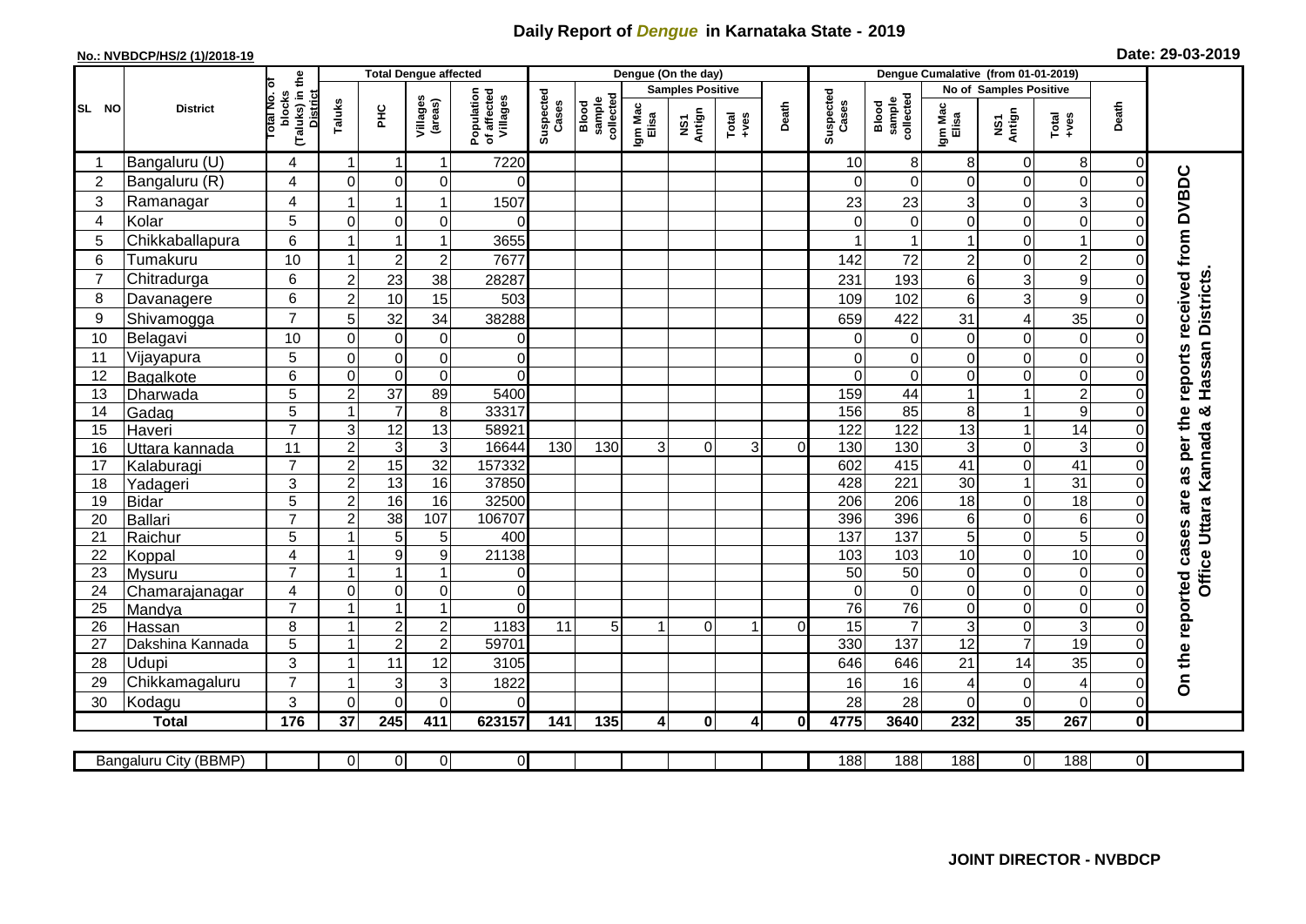# Daily Report of *Dengue* in Karnataka State - 2019

**No.: NVBDCP/HS/2 (1)/2018-19**

**Date: 29-03-2019**

| SL NO | District | Total No. of blocks (Taluks) in the District | Total Dengue affected | | | | Dengue (On the day) | | | | | | Dengue Cumalative (from 01-01-2019) | | | | | | |
|---|---|---|---|---|---|---|---|---|---|---|---|---|---|---|---|---|---|---|---|
| | | | Taluks | PHC | Villages (areas) | Population of affected Villages | Suspected Cases | Blood sample collected | Samples Positive | | | Death | Suspected Cases | Blood sample collected | No of Samples Positive | | | Death | |
| | | | | | | | | | Igm Mac Elisa | NS1 Antign | Total +ves | | | | Igm Mac Elisa | NS1 Antign | Total +ves | | |
| 1 | Bangaluru (U) | 4 | 1 | 1 | 1 | 7220 | | | | | | | 10 | 8 | 8 | 0 | 8 | 0 | On the reported cases are as per the reports received from DVBDC Office Uttara Kannada & Hassan Districts. |
| 2 | Bangaluru (R) | 4 | 0 | 0 | 0 | 0 | | | | | | | 0 | 0 | 0 | 0 | 0 | 0 | |
| 3 | Ramanagar | 4 | 1 | 1 | 1 | 1507 | | | | | | | 23 | 23 | 3 | 0 | 3 | 0 | |
| 4 | Kolar | 5 | 0 | 0 | 0 | 0 | | | | | | | 0 | 0 | 0 | 0 | 0 | 0 | |
| 5 | Chikkaballapura | 6 | 1 | 1 | 1 | 3655 | | | | | | | 1 | 1 | 1 | 0 | 1 | 0 | |
| 6 | Tumakuru | 10 | 1 | 2 | 2 | 7677 | | | | | | | 142 | 72 | 2 | 0 | 2 | 0 | |
| 7 | Chitradurga | 6 | 2 | 23 | 38 | 28287 | | | | | | | 231 | 193 | 6 | 3 | 9 | 0 | |
| 8 | Davanagere | 6 | 2 | 10 | 15 | 503 | | | | | | | 109 | 102 | 6 | 3 | 9 | 0 | |
| 9 | Shivamogga | 7 | 5 | 32 | 34 | 38288 | | | | | | | 659 | 422 | 31 | 4 | 35 | 0 | |
| 10 | Belagavi | 10 | 0 | 0 | 0 | 0 | | | | | | | 0 | 0 | 0 | 0 | 0 | 0 | |
| 11 | Vijayapura | 5 | 0 | 0 | 0 | 0 | | | | | | | 0 | 0 | 0 | 0 | 0 | 0 | |
| 12 | Bagalkote | 6 | 0 | 0 | 0 | 0 | | | | | | | 0 | 0 | 0 | 0 | 0 | 0 | |
| 13 | Dharwada | 5 | 2 | 37 | 89 | 5400 | | | | | | | 159 | 44 | 1 | 1 | 2 | 0 | |
| 14 | Gadag | 5 | 1 | 7 | 8 | 33317 | | | | | | | 156 | 85 | 8 | 1 | 9 | 0 | |
| 15 | Haveri | 7 | 3 | 12 | 13 | 58921 | | | | | | | 122 | 122 | 13 | 1 | 14 | 0 | |
| 16 | Uttara kannada | 11 | 2 | 3 | 3 | 16644 | 130 | 130 | 3 | 0 | 3 | 0 | 130 | 130 | 3 | 0 | 3 | 0 | |
| 17 | Kalaburagi | 7 | 2 | 15 | 32 | 157332 | | | | | | | 602 | 415 | 41 | 0 | 41 | 0 | |
| 18 | Yadageri | 3 | 2 | 13 | 16 | 37850 | | | | | | | 428 | 221 | 30 | 1 | 31 | 0 | |
| 19 | Bidar | 5 | 2 | 16 | 16 | 32500 | | | | | | | 206 | 206 | 18 | 0 | 18 | 0 | |
| 20 | Ballari | 7 | 2 | 38 | 107 | 106707 | | | | | | | 396 | 396 | 6 | 0 | 6 | 0 | |
| 21 | Raichur | 5 | 1 | 5 | 5 | 400 | | | | | | | 137 | 137 | 5 | 0 | 5 | 0 | |
| 22 | Koppal | 4 | 1 | 9 | 9 | 21138 | | | | | | | 103 | 103 | 10 | 0 | 10 | 0 | |
| 23 | Mysuru | 7 | 1 | 1 | 1 | 0 | | | | | | | 50 | 50 | 0 | 0 | 0 | 0 | |
| 24 | Chamarajanagar | 4 | 0 | 0 | 0 | 0 | | | | | | | 0 | 0 | 0 | 0 | 0 | 0 | |
| 25 | Mandya | 7 | 1 | 1 | 1 | 0 | | | | | | | 76 | 76 | 0 | 0 | 0 | 0 | |
| 26 | Hassan | 8 | 1 | 2 | 2 | 1183 | 11 | 5 | 1 | 0 | 1 | 0 | 15 | 7 | 3 | 0 | 3 | 0 | |
| 27 | Dakshina Kannada | 5 | 1 | 2 | 2 | 59701 | | | | | | | 330 | 137 | 12 | 7 | 19 | 0 | |
| 28 | Udupi | 3 | 1 | 11 | 12 | 3105 | | | | | | | 646 | 646 | 21 | 14 | 35 | 0 | |
| 29 | Chikkamagaluru | 7 | 1 | 3 | 3 | 1822 | | | | | | | 16 | 16 | 4 | 0 | 4 | 0 | |
| 30 | Kodagu | 3 | 0 | 0 | 0 | 0 | | | | | | | 28 | 28 | 0 | 0 | 0 | 0 | |
| | **Total** | **176** | **37** | **245** | **411** | **623157** | **141** | **135** | **4** | **0** | **4** | **0** | **4775** | **3640** | **232** | **35** | **267** | **0** | |

| Bangaluru City (BBMP) | | 0 | 0 | 0 | 0 | | | | | | | 188 | 188 | 188 | 0 | 188 | 0 | |
|---|---|---|---|---|---|---|---|---|---|---|---|---|---|---|---|---|---|---|

**JOINT DIRECTOR - NVBDCP**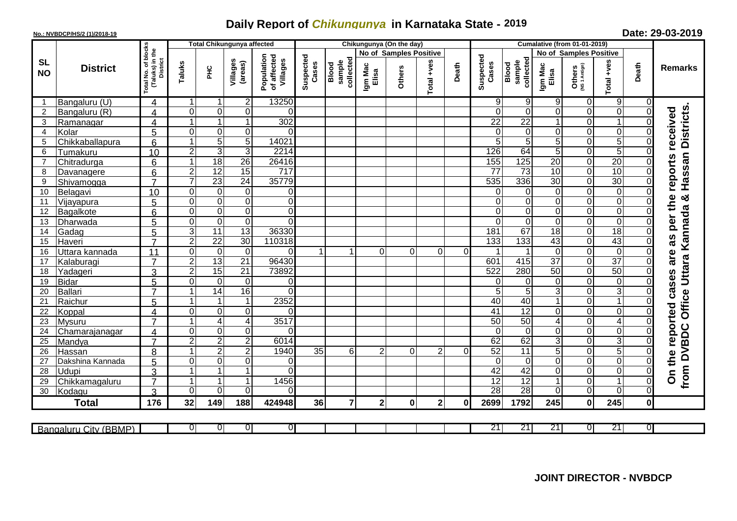# Daily Report of *Chikungunya* in Karnataka State - 2019

**No.: NVBDCP/HS/2 (1)/2018-19**

**Date: 29-03-2019**

| SL NO | District | Total No. of blocks (Taluks) in the District | Total Chikungunya affected | | | | Chikungunya (On the day) | | | | | | | Cumalative (from 01-01-2019) | | | | | | | Remarks |
|---|---|---|---|---|---|---|---|---|---|---|---|---|---|---|---|---|---|---|---|---|---|
| | | | Taluks | PHC | Villages (areas) | Population of affected Villages | Suspected Cases | Blood sample collected | No of Samples Positive | | | Death | Suspected Cases | Blood sample collected | No of Samples Positive | | | Death | |
| | | | | | | | | | Igm Mac Elisa | Others | Total +ves | | | | Igm Mac Elisa | Others (NS 1 Antign) | Total +ves | | |
| 1 | Bangaluru (U) | 4 | 1 | 1 | 2 | 13250 | | | | | | | 9 | 9 | 9 | 0 | 9 | 0 | On the reported cases are as per the reports received from DVBDC Office Uttara Kannada & Hassan Districts. |
| 2 | Bangaluru (R) | 4 | 0 | 0 | 0 | 0 | | | | | | | 0 | 0 | 0 | 0 | 0 | 0 | |
| 3 | Ramanagar | 4 | 1 | 1 | 1 | 302 | | | | | | | 22 | 22 | 1 | 0 | 1 | 0 | |
| 4 | Kolar | 5 | 0 | 0 | 0 | 0 | | | | | | | 0 | 0 | 0 | 0 | 0 | 0 | |
| 5 | Chikkaballapura | 6 | 1 | 5 | 5 | 14021 | | | | | | | 5 | 5 | 5 | 0 | 5 | 0 | |
| 6 | Tumakuru | 10 | 2 | 3 | 3 | 2214 | | | | | | | 126 | 64 | 5 | 0 | 5 | 0 | |
| 7 | Chitradurga | 6 | 1 | 18 | 26 | 26416 | | | | | | | 155 | 125 | 20 | 0 | 20 | 0 | |
| 8 | Davanagere | 6 | 2 | 12 | 15 | 717 | | | | | | | 77 | 73 | 10 | 0 | 10 | 0 | |
| 9 | Shivamogga | 7 | 7 | 23 | 24 | 35779 | | | | | | | 535 | 336 | 30 | 0 | 30 | 0 | |
| 10 | Belagavi | 10 | 0 | 0 | 0 | 0 | | | | | | | 0 | 0 | 0 | 0 | 0 | 0 | |
| 11 | Vijayapura | 5 | 0 | 0 | 0 | 0 | | | | | | | 0 | 0 | 0 | 0 | 0 | 0 | |
| 12 | Bagalkote | 6 | 0 | 0 | 0 | 0 | | | | | | | 0 | 0 | 0 | 0 | 0 | 0 | |
| 13 | Dharwada | 5 | 0 | 0 | 0 | 0 | | | | | | | 0 | 0 | 0 | 0 | 0 | 0 | |
| 14 | Gadag | 5 | 3 | 11 | 13 | 36330 | | | | | | | 181 | 67 | 18 | 0 | 18 | 0 | |
| 15 | Haveri | 7 | 2 | 22 | 30 | 110318 | | | | | | | 133 | 133 | 43 | 0 | 43 | 0 | |
| 16 | Uttara kannada | 11 | 0 | 0 | 0 | 0 | 1 | 1 | 0 | 0 | 0 | 0 | 1 | 1 | 0 | 0 | 0 | 0 | |
| 17 | Kalaburagi | 7 | 2 | 13 | 21 | 96430 | | | | | | | 601 | 415 | 37 | 0 | 37 | 0 | |
| 18 | Yadageri | 3 | 2 | 15 | 21 | 73892 | | | | | | | 522 | 280 | 50 | 0 | 50 | 0 | |
| 19 | Bidar | 5 | 0 | 0 | 0 | 0 | | | | | | | 0 | 0 | 0 | 0 | 0 | 0 | |
| 20 | Ballari | 7 | 1 | 14 | 16 | 0 | | | | | | | 5 | 5 | 3 | 0 | 3 | 0 | |
| 21 | Raichur | 5 | 1 | 1 | 1 | 2352 | | | | | | | 40 | 40 | 1 | 0 | 1 | 0 | |
| 22 | Koppal | 4 | 0 | 0 | 0 | 0 | | | | | | | 41 | 12 | 0 | 0 | 0 | 0 | |
| 23 | Mysuru | 7 | 1 | 4 | 4 | 3517 | | | | | | | 50 | 50 | 4 | 0 | 4 | 0 | |
| 24 | Chamarajanagar | 4 | 0 | 0 | 0 | 0 | | | | | | | 0 | 0 | 0 | 0 | 0 | 0 | |
| 25 | Mandya | 7 | 2 | 2 | 2 | 6014 | | | | | | | 62 | 62 | 3 | 0 | 3 | 0 | |
| 26 | Hassan | 8 | 1 | 2 | 2 | 1940 | 35 | 6 | 2 | 0 | 2 | 0 | 52 | 11 | 5 | 0 | 5 | 0 | |
| 27 | Dakshina Kannada | 5 | 0 | 0 | 0 | 0 | | | | | | | 0 | 0 | 0 | 0 | 0 | 0 | |
| 28 | Udupi | 3 | 1 | 1 | 1 | 0 | | | | | | | 42 | 42 | 0 | 0 | 0 | 0 | |
| 29 | Chikkamagaluru | 7 | 1 | 1 | 1 | 1456 | | | | | | | 12 | 12 | 1 | 0 | 1 | 0 | |
| 30 | Kodagu | 3 | 0 | 0 | 0 | 0 | | | | | | | 28 | 28 | 0 | 0 | 0 | 0 | |
| | **Total** | **176** | **32** | **149** | **188** | **424948** | **36** | **7** | **2** | **0** | **2** | **0** | **2699** | **1792** | **245** | **0** | **245** | **0** | |

| | | | | | | | | | | | | | | | | | | | |
|---|---|---|---|---|---|---|---|---|---|---|---|---|---|---|---|---|---|---|---|
| Bangaluru City (BBMP) | | 0 | 0 | 0 | 0 | | | | | | | 21 | 21 | 21 | 0 | 21 | 0 | |

**JOINT DIRECTOR - NVBDCP**